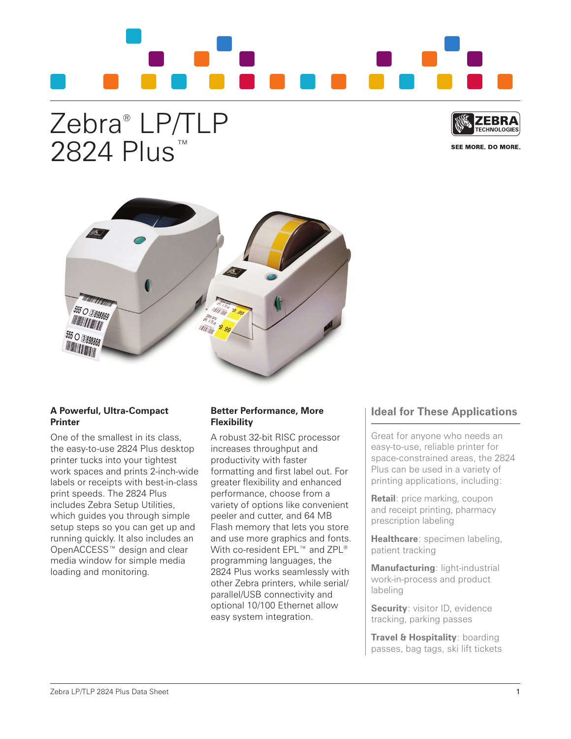# Zebra® LP/TLP 2824 Plus™

ZEBRA TECHNOLOGIES

SEE MORE. DO MORE.

### A Powerful, Ultra-Compact Printer

One of the smallest in its class, the easy-to-use 2824 Plus desktop printer tucks into your tightest work spaces and prints 2-inch-wide labels or receipts with best-in-class print speeds. The 2824 Plus includes Zebra Setup Utilities, which guides you through simple setup steps so you can get up and running quickly. It also includes an OpenACCESS™ design and clear media window for simple media loading and monitoring.

### Better Performance, More Flexibility

A robust 32-bit RISC processor increases throughput and productivity with faster formatting and first label out. For greater flexibility and enhanced performance, choose from a variety of options like convenient peeler and cutter, and 64 MB Flash memory that lets you store and use more graphics and fonts. With co-resident EPL™ and ZPL® programming languages, the 2824 Plus works seamlessly with other Zebra printers, while serial/parallel/USB connectivity and optional 10/100 Ethernet allow easy system integration.

## Ideal for These Applications

Great for anyone who needs an easy-to-use, reliable printer for space-constrained areas, the 2824 Plus can be used in a variety of printing applications, including:

**Retail**: price marking, coupon and receipt printing, pharmacy prescription labeling

**Healthcare**: specimen labeling, patient tracking

**Manufacturing**: light-industrial work-in-process and product labeling

**Security**: visitor ID, evidence tracking, parking passes

**Travel & Hospitality**: boarding passes, bag tags, ski lift tickets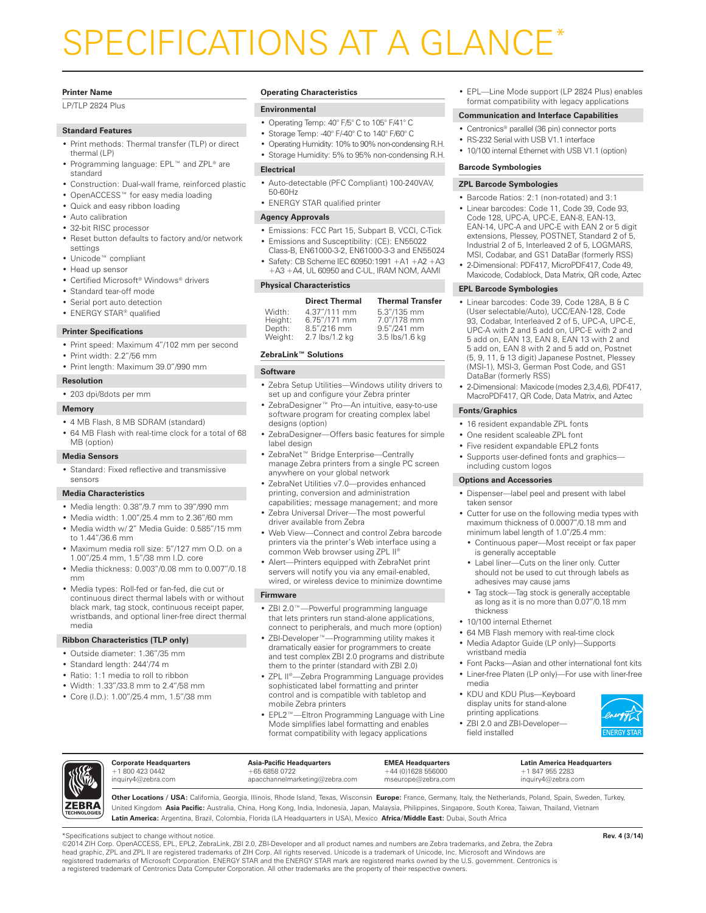# SPECIFICATIONS AT A GLANCE*

### Printer Name

LP/TLP 2824 Plus

### Standard Features

- Print methods: Thermal transfer (TLP) or direct thermal (LP)
- Programming language: EPL™ and ZPL® are standard
- Construction: Dual-wall frame, reinforced plastic
- OpenACCESS™ for easy media loading
- Quick and easy ribbon loading
- Auto calibration
- 32-bit RISC processor
- Reset button defaults to factory and/or network settings
- Unicode™ compliant
- Head up sensor
- Certified Microsoft® Windows® drivers
- Standard tear-off mode
- Serial port auto detection
- ENERGY STAR® qualified

### Printer Specifications

- Print speed: Maximum 4"/102 mm per second
- Print width: 2.2"/56 mm
- Print length: Maximum 39.0"/990 mm

### Resolution

- 203 dpi/8dots per mm

### Memory

- 4 MB Flash, 8 MB SDRAM (standard)
- 64 MB Flash with real-time clock for a total of 68 MB (option)

### Media Sensors

- Standard: Fixed reflective and transmissive sensors

### Media Characteristics

- Media length: 0.38"/9.7 mm to 39"/990 mm
- Media width: 1.00"/25.4 mm to 2.36"/60 mm
- Media width w/ 2" Media Guide: 0.585"/15 mm to 1.44"/36.6 mm
- Maximum media roll size: 5"/127 mm O.D. on a 1.00"/25.4 mm, 1.5"/38 mm I.D. core
- Media thickness: 0.003"/0.08 mm to 0.007"/0.18 mm
- Media types: Roll-fed or fan-fed, die cut or continuous direct thermal labels with or without black mark, tag stock, continuous receipt paper, wristbands, and optional liner-free direct thermal media

### Ribbon Characteristics (TLP only)

- Outside diameter: 1.36"/35 mm
- Standard length: 244'/74 m
- Ratio: 1:1 media to roll to ribbon
- Width: 1.33"/33.8 mm to 2.4"/58 mm
- Core (I.D.): 1.00"/25.4 mm, 1.5"/38 mm

### Operating Characteristics

#### Environmental

- Operating Temp: 40° F/5° C to 105° F/41° C
- Storage Temp: -40° F/-40° C to 140° F/60° C
- Operating Humidity: 10% to 90% non-condensing R.H.
- Storage Humidity: 5% to 95% non-condensing R.H.

#### Electrical

- Auto-detectable (PFC Compliant) 100-240VAV, 50-60Hz
- ENERGY STAR qualified printer

#### Agency Approvals

- Emissions: FCC Part 15, Subpart B, VCCI, C-Tick
- Emissions and Susceptibility: (CE): EN55022 Class-B, EN61000-3-2, EN61000-3-3 and EN55024
- Safety: CB Scheme IEC 60950:1991 +A1 +A2 +A3 +A3 +A4, UL 60950 and C-UL, IRAM NOM, AAMI

#### Physical Characteristics

| | Direct Thermal | Thermal Transfer |
|---|---|---|
| Width: | 4.37"/111 mm | 5.3"/135 mm |
| Height: | 6.75"/171 mm | 7.0"/178 mm |
| Depth: | 8.5"/216 mm | 9.5"/241 mm |
| Weight: | 2.7 lbs/1.2 kg | 3.5 lbs/1.6 kg |

### ZebraLink™ Solutions

#### Software

- Zebra Setup Utilities—Windows utility drivers to set up and configure your Zebra printer
- ZebraDesigner™ Pro—An intuitive, easy-to-use software program for creating complex label designs (option)
- ZebraDesigner—Offers basic features for simple label design
- ZebraNet™ Bridge Enterprise—Centrally manage Zebra printers from a single PC screen anywhere on your global network
- ZebraNet Utilities v7.0—provides enhanced printing, conversion and administration capabilities; message management; and more
- Zebra Universal Driver—The most powerful driver available from Zebra
- Web View—Connect and control Zebra barcode printers via the printer's Web interface using a common Web browser using ZPL II®
- Alert—Printers equipped with ZebraNet print servers will notify you via any email-enabled, wired, or wireless device to minimize downtime

#### Firmware

- ZBI 2.0™—Powerful programming language that lets printers run stand-alone applications, connect to peripherals, and much more (option)
- ZBI-Developer™—Programming utility makes it dramatically easier for programmers to create and test complex ZBI 2.0 programs and distribute them to the printer (standard with ZBI 2.0)
- ZPL II®—Zebra Programming Language provides sophisticated label formatting and printer control and is compatible with tabletop and mobile Zebra printers
- EPL2™—Eltron Programming Language with Line Mode simplifies label formatting and enables format compatibility with legacy applications
- EPL—Line Mode support (LP 2824 Plus) enables format compatibility with legacy applications

### Communication and Interface Capabilities

- Centronics® parallel (36 pin) connector ports
- RS-232 Serial with USB V1.1 interface
- 10/100 internal Ethernet with USB V1.1 (option)

### Barcode Symbologies

#### ZPL Barcode Symbologies

- Barcode Ratios: 2:1 (non-rotated) and 3:1
- Linear barcodes: Code 11, Code 39, Code 93, Code 128, UPC-A, UPC-E, EAN-8, EAN-13, EAN-14, UPC-A and UPC-E with EAN 2 or 5 digit extensions, Plessey, POSTNET, Standard 2 of 5, Industrial 2 of 5, Interleaved 2 of 5, LOGMARS, MSI, Codabar, and GS1 DataBar (formerly RSS)
- 2-Dimensional: PDF417, MicroPDF417, Code 49, Maxicode, Codablock, Data Matrix, QR code, Aztec

#### EPL Barcode Symbologies

- Linear barcodes: Code 39, Code 128A, B & C (User selectable/Auto), UCC/EAN-128, Code 93, Codabar, Interleaved 2 of 5, UPC-A, UPC-E, UPC-A with 2 and 5 add on, UPC-E with 2 and 5 add on, EAN 13, EAN 8, EAN 13 with 2 and 5 add on, EAN 8 with 2 and 5 add on, Postnet (5, 9, 11, & 13 digit) Japanese Postnet, Plessey (MSI-1), MSI-3, German Post Code, and GS1 DataBar (formerly RSS)
- 2-Dimensional: Maxicode (modes 2,3,4,6), PDF417, MacroPDF417, QR Code, Data Matrix, and Aztec

### Fonts/Graphics

- 16 resident expandable ZPL fonts
- One resident scaleable ZPL font
- Five resident expandable EPL2 fonts
- Supports user-defined fonts and graphics—including custom logos

### Options and Accessories

- Dispenser—label peel and present with label taken sensor
- Cutter for use on the following media types with maximum thickness of 0.0007"/0.18 mm and minimum label length of 1.0"/25.4 mm:
  - Continuous paper—Most receipt or fax paper is generally acceptable
  - Label liner—Cuts on the liner only. Cutter should not be used to cut through labels as adhesives may cause jams
  - Tag stock—Tag stock is generally acceptable as long as it is no more than 0.07"/0.18 mm thickness
- 10/100 internal Ethernet
- 64 MB Flash memory with real-time clock
- Media Adaptor Guide (LP only)—Supports wristband media
- Font Packs—Asian and other international font kits
- Liner-free Platen (LP only)—For use with liner-free media
- KDU and KDU Plus—Keyboard display units for stand-alone printing applications
- ZBI 2.0 and ZBI-Developer—field installed

**Corporate Headquarters**
+1 800 423 0442
inquiry4@zebra.com

**Asia-Pacific Headquarters**
+65 6858 0722
apacchannelmarketing@zebra.com

**EMEA Headquarters**
+44 (0)1628 556000
mseurope@zebra.com

**Latin America Headquarters**
+1 847 955 2283
inquiry4@zebra.com

**Other Locations / USA:** California, Georgia, Illinois, Rhode Island, Texas, Wisconsin **Europe:** France, Germany, Italy, the Netherlands, Poland, Spain, Sweden, Turkey, United Kingdom **Asia Pacific:** Australia, China, Hong Kong, India, Indonesia, Japan, Malaysia, Philippines, Singapore, South Korea, Taiwan, Thailand, Vietnam **Latin America:** Argentina, Brazil, Colombia, Florida (LA Headquarters in USA), Mexico **Africa/Middle East:** Dubai, South Africa

*Specifications subject to change without notice.
©2014 ZIH Corp. OpenACCESS, EPL, EPL2, ZebraLink, ZBI 2.0, ZBI-Developer and all product names and numbers are Zebra trademarks, and Zebra, the Zebra head graphic, ZPL and ZPL II are registered trademarks of ZIH Corp. All rights reserved. Unicode is a trademark of Unicode, Inc. Microsoft and Windows are registered trademarks of Microsoft Corporation. ENERGY STAR and the ENERGY STAR mark are registered marks owned by the U.S. government. Centronics is a registered trademark of Centronics Data Computer Corporation. All other trademarks are the property of their respective owners.

**Rev. 4 (3/14)**